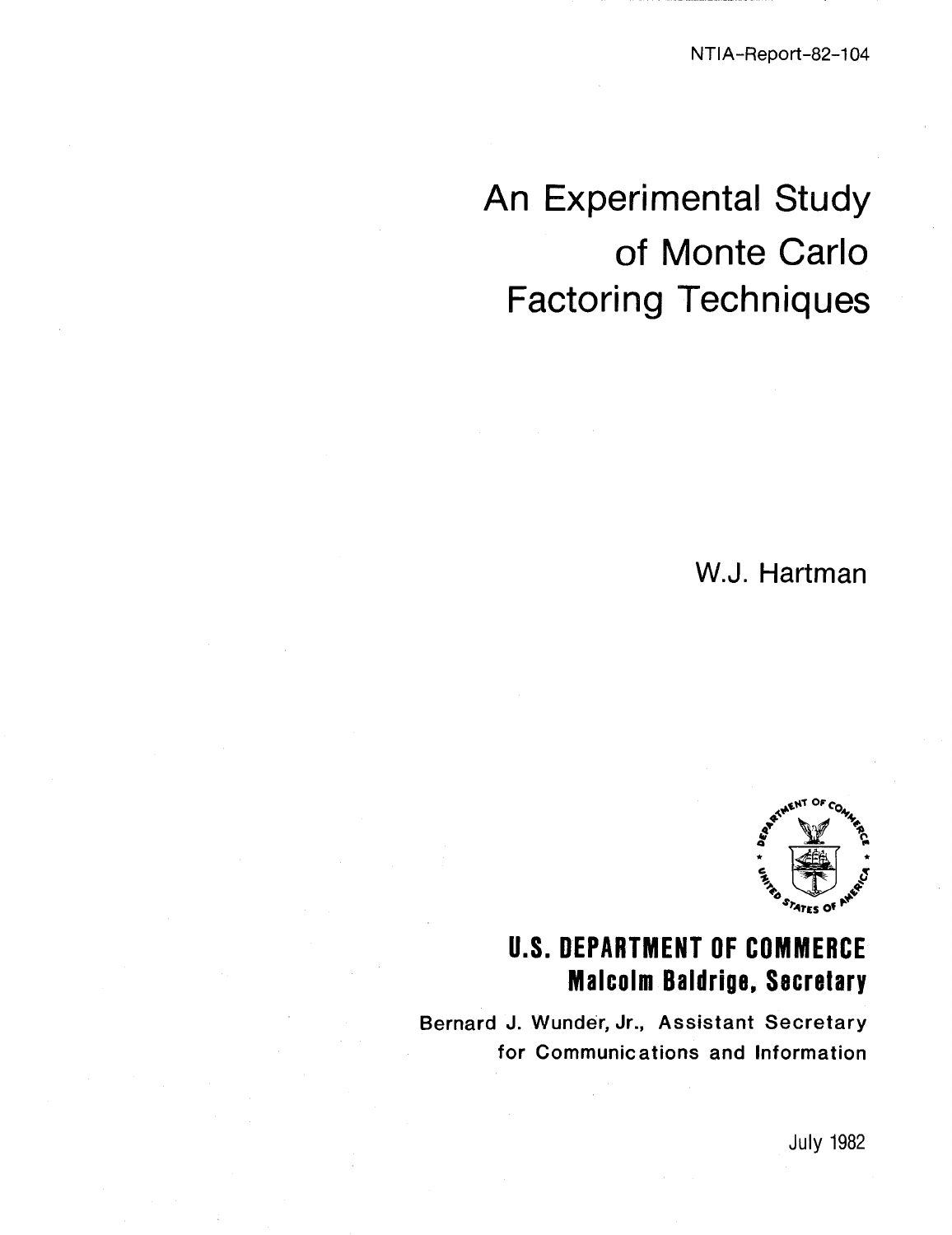NTIA-Report-82-104

# An Experimental Study of Monte Carlo Factoring Techniques

W.J. Hartman

**U.S. DEPARTMENT OF COMMERCE**
**Malcolm Baldrige, Secretary**

Bernard J. Wunder, Jr., Assistant Secretary for Communications and Information

July 1982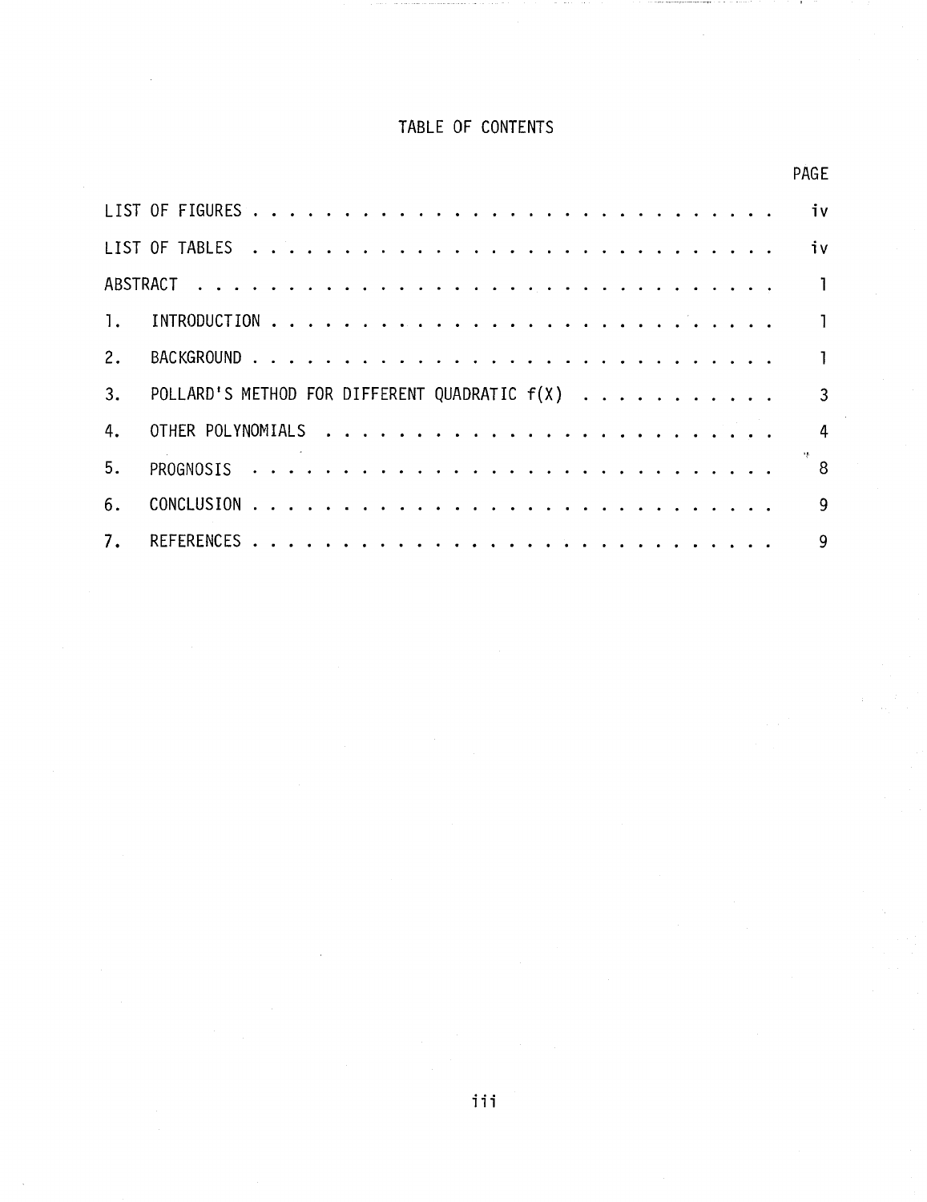# TABLE OF CONTENTS

| | PAGE |
|---|---|
| LIST OF FIGURES | iv |
| LIST OF TABLES | iv |
| ABSTRACT | 1 |
| 1. INTRODUCTION | 1 |
| 2. BACKGROUND | 1 |
| 3. POLLARD'S METHOD FOR DIFFERENT QUADRATIC f(X) | 3 |
| 4. OTHER POLYNOMIALS | 4 |
| 5. PROGNOSIS | 8 |
| 6. CONCLUSION | 9 |
| 7. REFERENCES | 9 |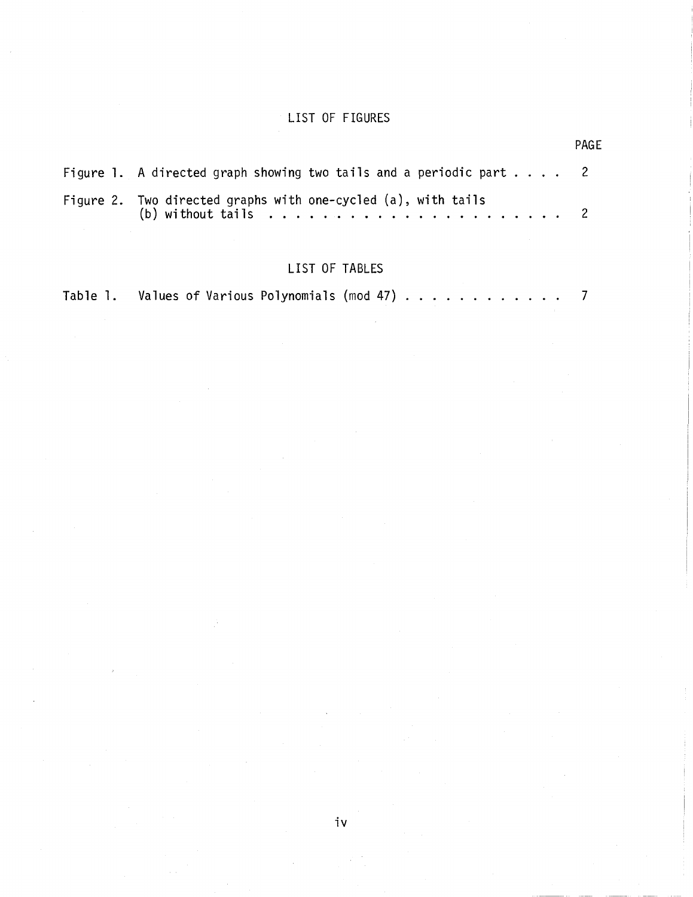## LIST OF FIGURES

| | | PAGE |
|---|---|---|
| Figure 1. | A directed graph showing two tails and a periodic part | 2 |
| Figure 2. | Two directed graphs with one-cycled (a), with tails (b) without tails | 2 |

## LIST OF TABLES

| | | |
|---|---|---|
| Table 1. | Values of Various Polynomials (mod 47) | 7 |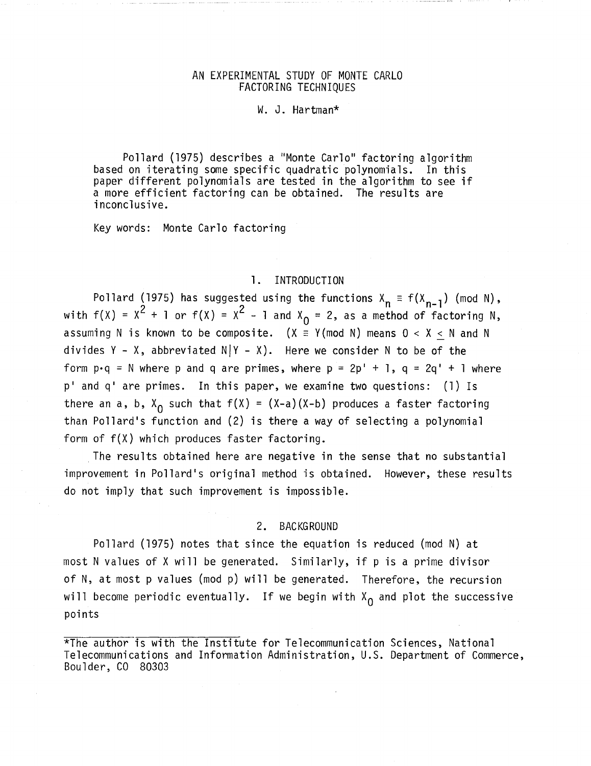# AN EXPERIMENTAL STUDY OF MONTE CARLO FACTORING TECHNIQUES

W. J. Hartman*

Pollard (1975) describes a "Monte Carlo" factoring algorithm based on iterating some specific quadratic polynomials. In this paper different polynomials are tested in the algorithm to see if a more efficient factoring can be obtained. The results are inconclusive.

Key words: Monte Carlo factoring

## 1. INTRODUCTION

Pollard (1975) has suggested using the functions $X_n \equiv f(X_{n-1}) \pmod{N}$, with $f(X) = X^2 + 1$ or $f(X) = X^2 - 1$ and $X_0 = 2$, as a method of factoring N, assuming N is known to be composite. ($X \equiv Y \pmod{N}$ means $0 < X \leq N$ and N divides $Y - X$, abbreviated $N|Y - X$). Here we consider N to be of the form $p \cdot q = N$ where p and q are primes, where $p = 2p' + 1$, $q = 2q' + 1$ where $p'$ and $q'$ are primes. In this paper, we examine two questions: (1) Is there an a, b, $X_0$ such that $f(X) = (X-a)(X-b)$ produces a faster factoring than Pollard's function and (2) is there a way of selecting a polynomial form of $f(X)$ which produces faster factoring.

The results obtained here are negative in the sense that no substantial improvement in Pollard's original method is obtained. However, these results do not imply that such improvement is impossible.

## 2. BACKGROUND

Pollard (1975) notes that since the equation is reduced (mod N) at most N values of X will be generated. Similarly, if p is a prime divisor of N, at most p values (mod p) will be generated. Therefore, the recursion will become periodic eventually. If we begin with $X_0$ and plot the successive points

*The author is with the Institute for Telecommunication Sciences, National Telecommunications and Information Administration, U.S. Department of Commerce, Boulder, CO 80303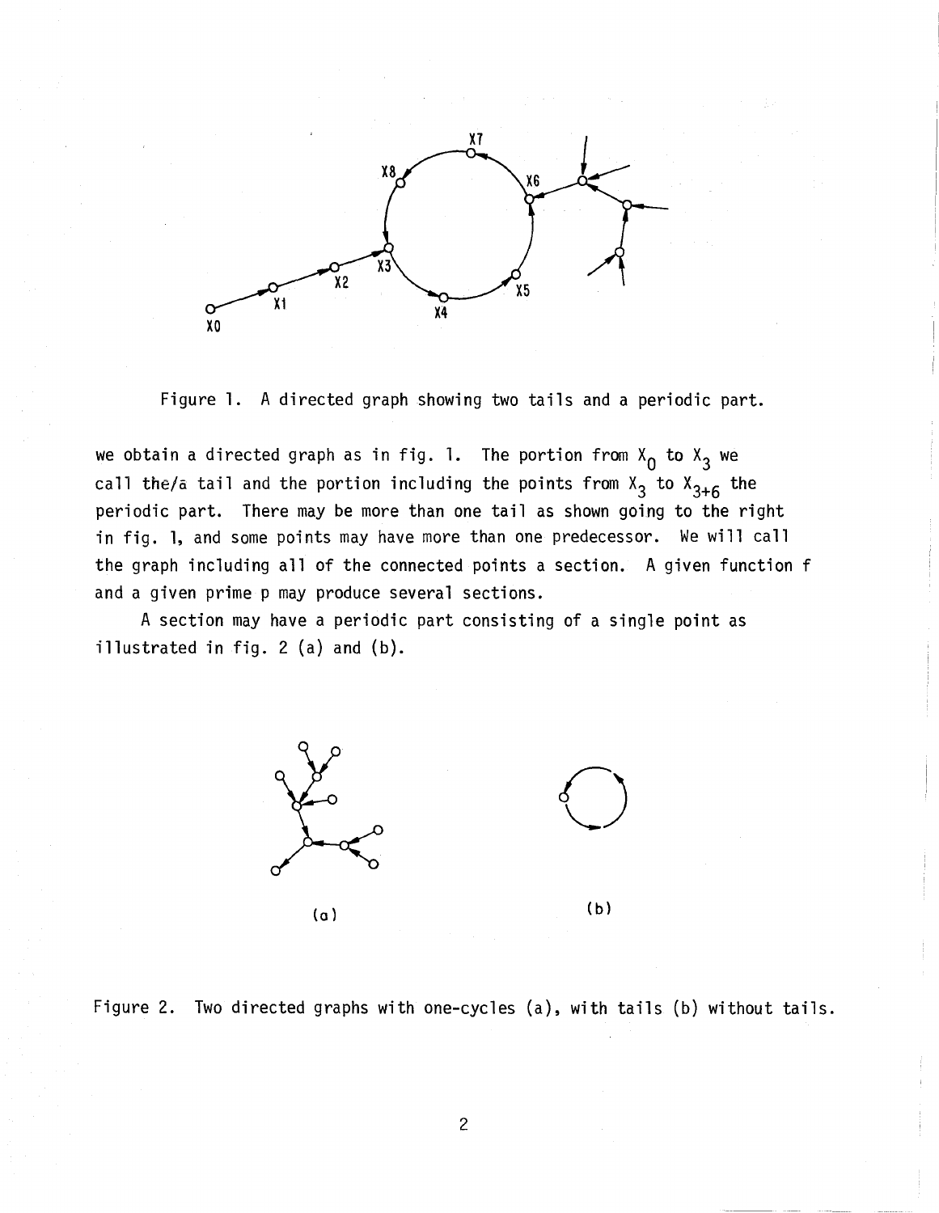Figure 1. A directed graph showing two tails and a periodic part.

we obtain a directed graph as in fig. 1. The portion from $X_0$ to $X_3$ we call the/a tail and the portion including the points from $X_3$ to $X_{3+6}$ the periodic part. There may be more than one tail as shown going to the right in fig. 1, and some points may have more than one predecessor. We will call the graph including all of the connected points a section. A given function f and a given prime p may produce several sections.

A section may have a periodic part consisting of a single point as illustrated in fig. 2 (a) and (b).

Figure 2. Two directed graphs with one-cycles (a), with tails (b) without tails.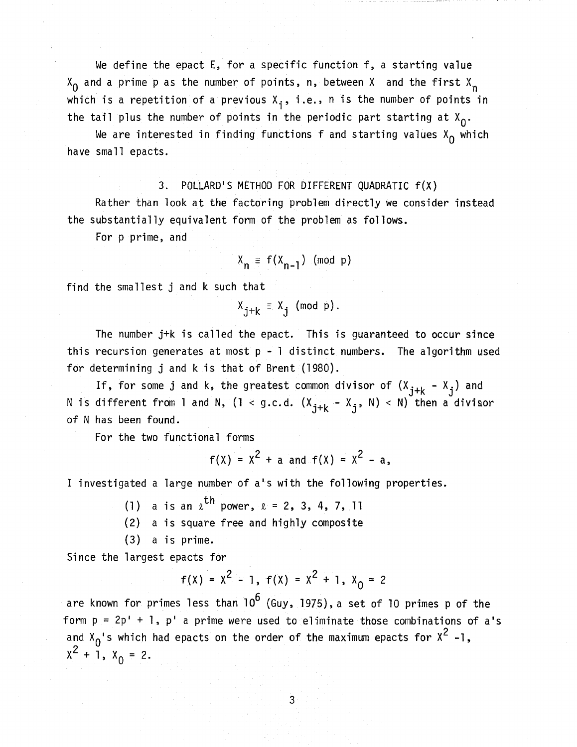We define the epact E, for a specific function f, a starting value $X_0$ and a prime p as the number of points, n, between X and the first $X_n$ which is a repetition of a previous $X_i$, i.e., n is the number of points in the tail plus the number of points in the periodic part starting at $X_0$.

We are interested in finding functions f and starting values $X_0$ which have small epacts.

## 3. POLLARD'S METHOD FOR DIFFERENT QUADRATIC f(X)

Rather than look at the factoring problem directly we consider instead the substantially equivalent form of the problem as follows.

For p prime, and

$$X_n \equiv f(X_{n-1}) \pmod{p}$$

find the smallest j and k such that

$$X_{j+k} \equiv X_j \pmod{p}.$$

The number j+k is called the epact. This is guaranteed to occur since this recursion generates at most p - 1 distinct numbers. The algorithm used for determining j and k is that of Brent (1980).

If, for some j and k, the greatest common divisor of $(X_{j+k} - X_j)$ and N is different from 1 and N, $(1 < \text{g.c.d.}\ (X_{j+k} - X_j, N) < N)$ then a divisor of N has been found.

For the two functional forms

$$f(X) = X^2 + a \text{ and } f(X) = X^2 - a,$$

I investigated a large number of a's with the following properties.

(1) a is an $\ell^{th}$ power, $\ell$ = 2, 3, 4, 7, 11

(2) a is square free and highly composite

(3) a is prime.

Since the largest epacts for

$$f(X) = X^2 - 1,\ f(X) = X^2 + 1,\ X_0 = 2$$

are known for primes less than $10^6$ (Guy, 1975), a set of 10 primes p of the form p = 2p' + 1, p' a prime were used to eliminate those combinations of a's and $X_0$'s which had epacts on the order of the maximum epacts for $X^2 - 1$, $X^2 + 1$, $X_0 = 2$.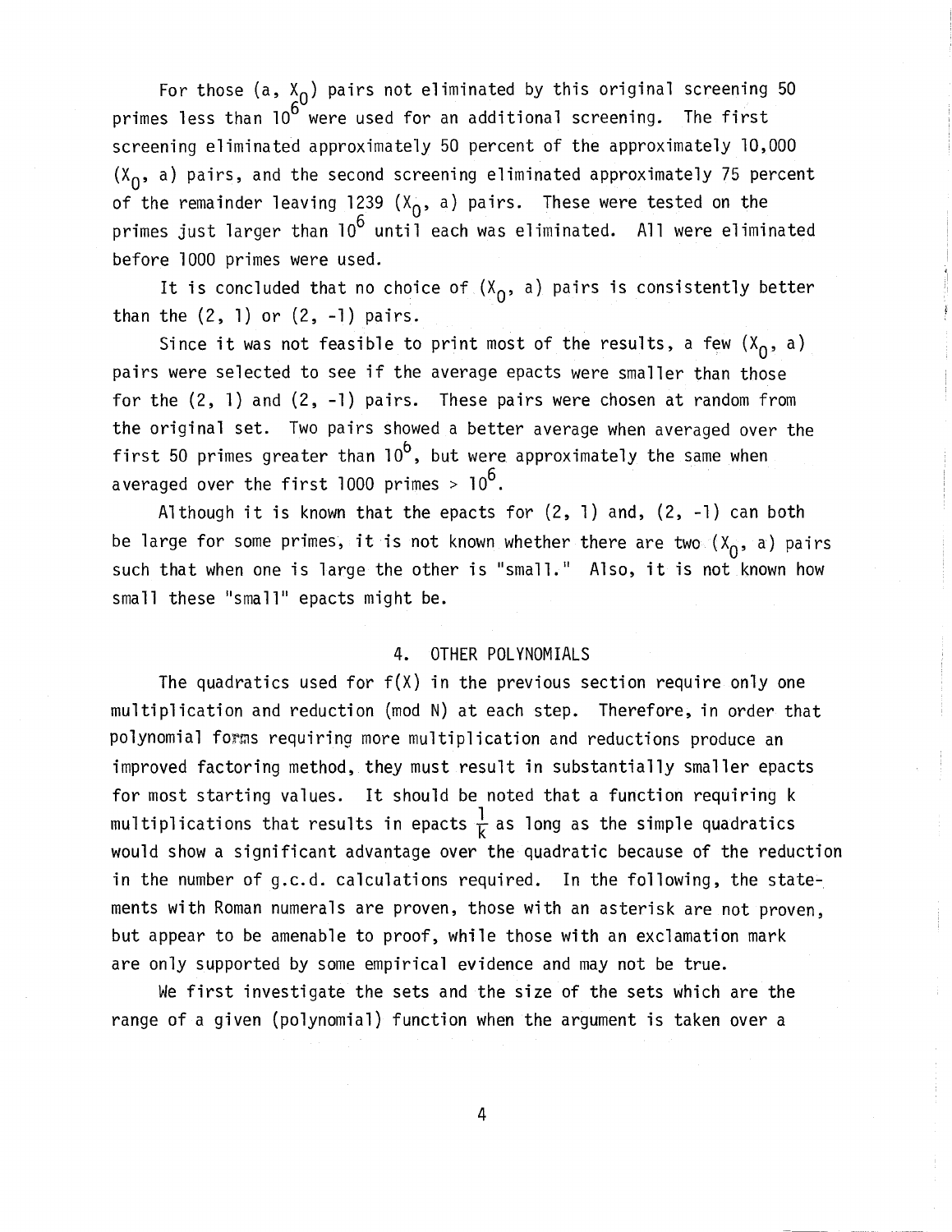For those $(a, X_0)$ pairs not eliminated by this original screening 50 primes less than $10^6$ were used for an additional screening. The first screening eliminated approximately 50 percent of the approximately 10,000 $(X_0, a)$ pairs, and the second screening eliminated approximately 75 percent of the remainder leaving 1239 $(X_0, a)$ pairs. These were tested on the primes just larger than $10^6$ until each was eliminated. All were eliminated before 1000 primes were used.

It is concluded that no choice of $(X_0, a)$ pairs is consistently better than the (2, 1) or (2, -1) pairs.

Since it was not feasible to print most of the results, a few $(X_0, a)$ pairs were selected to see if the average epacts were smaller than those for the (2, 1) and (2, -1) pairs. These pairs were chosen at random from the original set. Two pairs showed a better average when averaged over the first 50 primes greater than $10^6$, but were approximately the same when averaged over the first 1000 primes $> 10^6$.

Although it is known that the epacts for (2, 1) and, (2, -1) can both be large for some primes, it is not known whether there are two $(X_0, a)$ pairs such that when one is large the other is "small." Also, it is not known how small these "small" epacts might be.

## 4. OTHER POLYNOMIALS

The quadratics used for $f(X)$ in the previous section require only one multiplication and reduction (mod N) at each step. Therefore, in order that polynomial forms requiring more multiplication and reductions produce an improved factoring method, they must result in substantially smaller epacts for most starting values. It should be noted that a function requiring k multiplications that results in epacts $\frac{1}{k}$ as long as the simple quadratics would show a significant advantage over the quadratic because of the reduction in the number of g.c.d. calculations required. In the following, the statements with Roman numerals are proven, those with an asterisk are not proven, but appear to be amenable to proof, while those with an exclamation mark are only supported by some empirical evidence and may not be true.

We first investigate the sets and the size of the sets which are the range of a given (polynomial) function when the argument is taken over a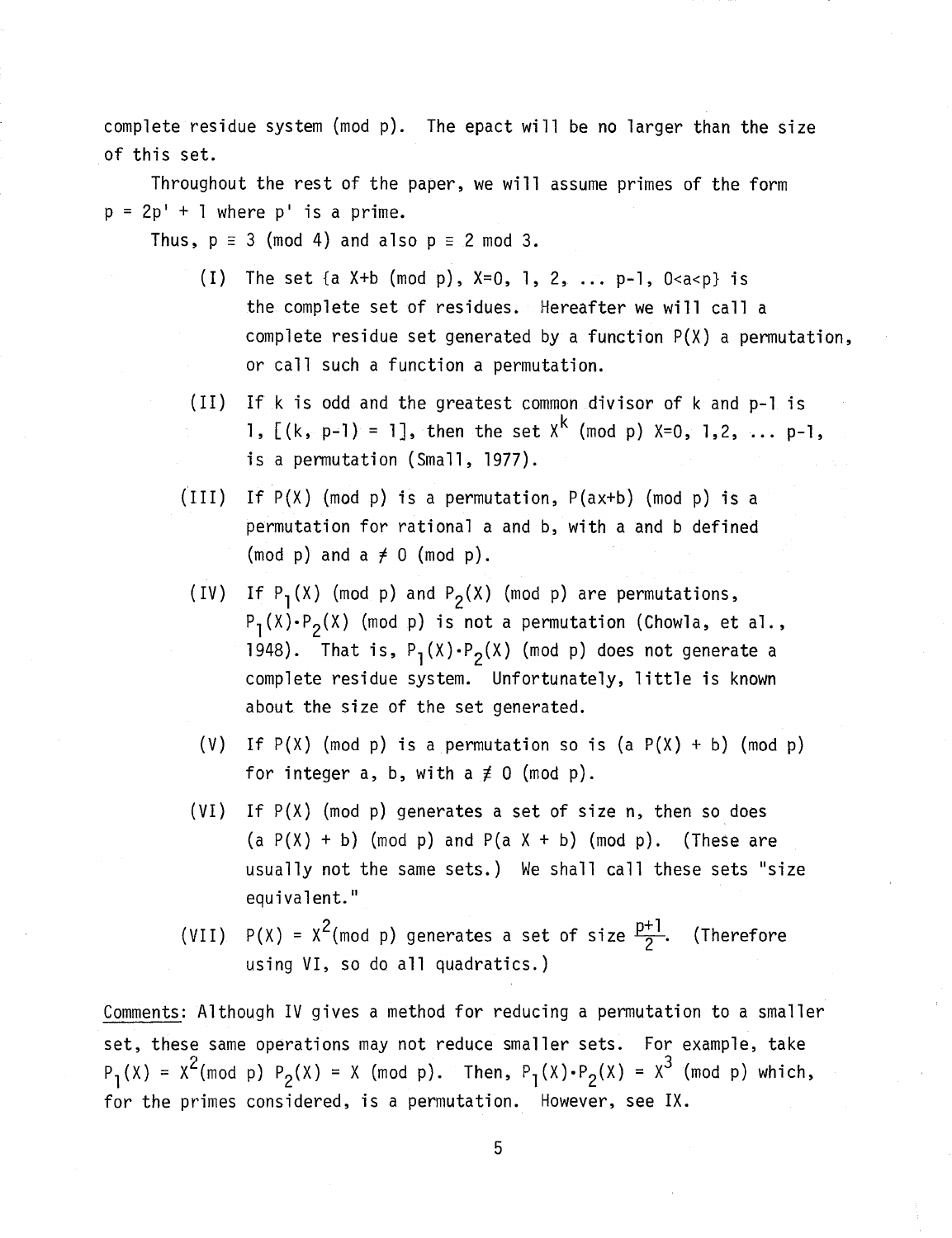complete residue system (mod p). The epact will be no larger than the size of this set.

Throughout the rest of the paper, we will assume primes of the form $p = 2p' + 1$ where $p'$ is a prime.

Thus, $p \equiv 3 \pmod 4$ and also $p \equiv 2 \bmod 3$.

(I) The set $\{a X+b \pmod p,\ X=0, 1, 2, \ldots p-1,\ 0<a<p\}$ is the complete set of residues. Hereafter we will call a complete residue set generated by a function $P(X)$ a permutation, or call such a function a permutation.

(II) If k is odd and the greatest common divisor of k and p-1 is 1, $[(k, p-1) = 1]$, then the set $X^k \pmod p$ $X=0, 1, 2, \ldots p-1$, is a permutation (Small, 1977).

(III) If $P(X) \pmod p$ is a permutation, $P(ax+b) \pmod p$ is a permutation for rational a and b, with a and b defined (mod p) and $a \neq 0 \pmod p$.

(IV) If $P_1(X) \pmod p$ and $P_2(X) \pmod p$ are permutations, $P_1(X) \cdot P_2(X) \pmod p$ is not a permutation (Chowla, et al., 1948). That is, $P_1(X) \cdot P_2(X) \pmod p$ does not generate a complete residue system. Unfortunately, little is known about the size of the set generated.

(V) If $P(X) \pmod p$ is a permutation so is $(a\,P(X) + b) \pmod p$ for integer a, b, with $a \not\equiv 0 \pmod p$.

(VI) If $P(X) \pmod p$ generates a set of size n, then so does $(a\,P(X) + b) \pmod p$ and $P(a\,X + b) \pmod p$. (These are usually not the same sets.) We shall call these sets "size equivalent."

(VII) $P(X) = X^2 \pmod p$ generates a set of size $\frac{p+1}{2}$. (Therefore using VI, so do all quadratics.)

Comments: Although IV gives a method for reducing a permutation to a smaller set, these same operations may not reduce smaller sets. For example, take $P_1(X) = X^2 \pmod p$ $P_2(X) = X \pmod p$. Then, $P_1(X) \cdot P_2(X) = X^3 \pmod p$ which, for the primes considered, is a permutation. However, see IX.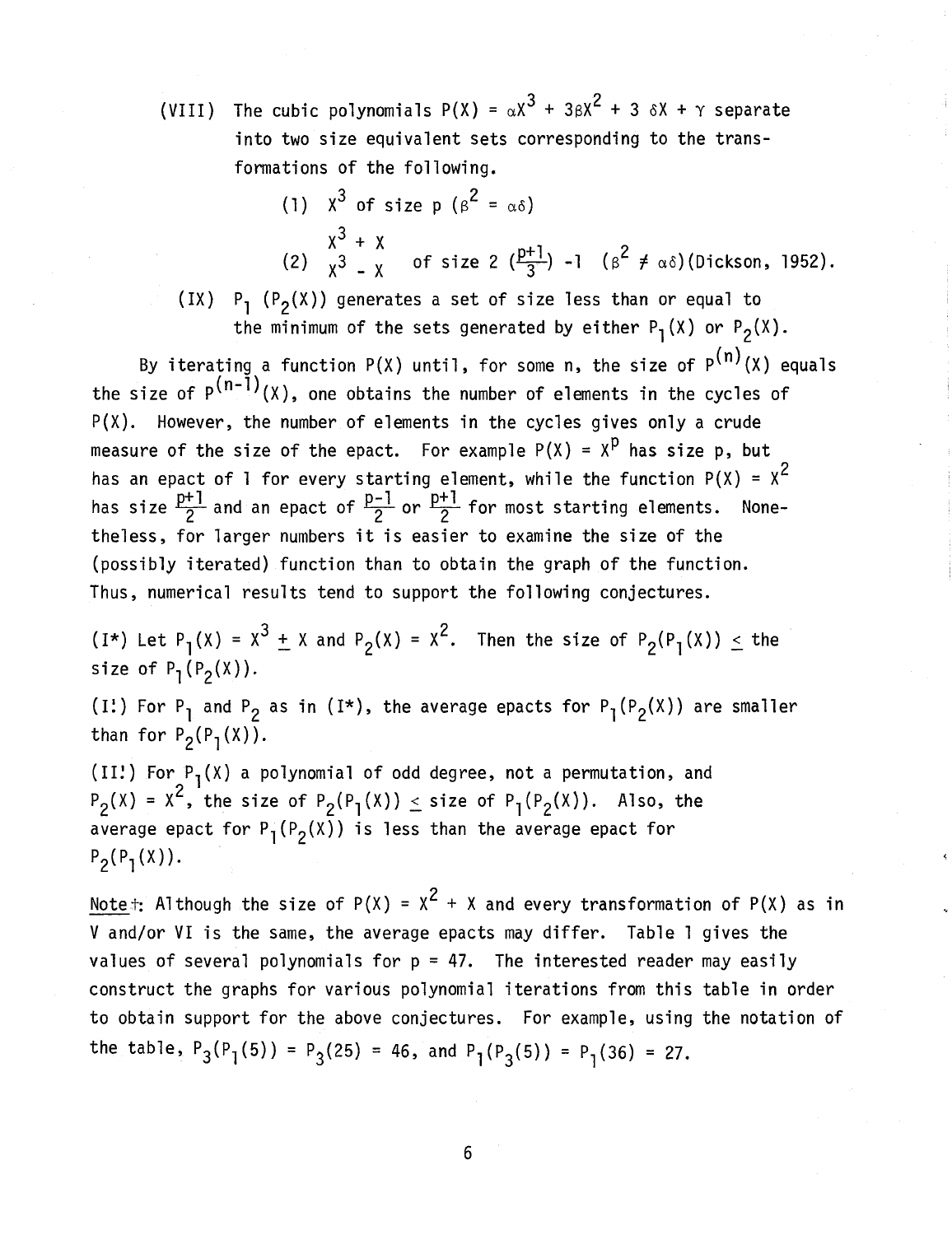(VIII) The cubic polynomials $P(X) = \alpha X^3 + 3\beta X^2 + 3\,\delta X + \gamma$ separate into two size equivalent sets corresponding to the transformations of the following.

(1) $X^3$ of size p ($\beta^2 = \alpha\delta$)

(2) $\begin{matrix} X^3 + X \\ X^3 - X \end{matrix}$ of size $2\left(\frac{p+1}{3}\right) - 1$ ($\beta^2 \neq \alpha\delta$)(Dickson, 1952).

(IX) $P_1(P_2(X))$ generates a set of size less than or equal to the minimum of the sets generated by either $P_1(X)$ or $P_2(X)$.

By iterating a function $P(X)$ until, for some n, the size of $P^{(n)}(X)$ equals the size of $P^{(n-1)}(X)$, one obtains the number of elements in the cycles of $P(X)$. However, the number of elements in the cycles gives only a crude measure of the size of the epact. For example $P(X) = X^p$ has size p, but has an epact of 1 for every starting element, while the function $P(X) = X^2$ has size $\frac{p+1}{2}$ and an epact of $\frac{p-1}{2}$ or $\frac{p+1}{2}$ for most starting elements. Nonetheless, for larger numbers it is easier to examine the size of the (possibly iterated) function than to obtain the graph of the function. Thus, numerical results tend to support the following conjectures.

(I*) Let $P_1(X) = X^3 \pm X$ and $P_2(X) = X^2$. Then the size of $P_2(P_1(X)) \leq$ the size of $P_1(P_2(X))$.

(I!) For $P_1$ and $P_2$ as in (I*), the average epacts for $P_1(P_2(X))$ are smaller than for $P_2(P_1(X))$.

(II!) For $P_1(X)$ a polynomial of odd degree, not a permutation, and $P_2(X) = X^2$, the size of $P_2(P_1(X)) \leq$ size of $P_1(P_2(X))$. Also, the average epact for $P_1(P_2(X))$ is less than the average epact for $P_2(P_1(X))$.

Note†: Although the size of $P(X) = X^2 + X$ and every transformation of $P(X)$ as in V and/or VI is the same, the average epacts may differ. Table 1 gives the values of several polynomials for p = 47. The interested reader may easily construct the graphs for various polynomial iterations from this table in order to obtain support for the above conjectures. For example, using the notation of the table, $P_3(P_1(5)) = P_3(25) = 46$, and $P_1(P_3(5)) = P_1(36) = 27$.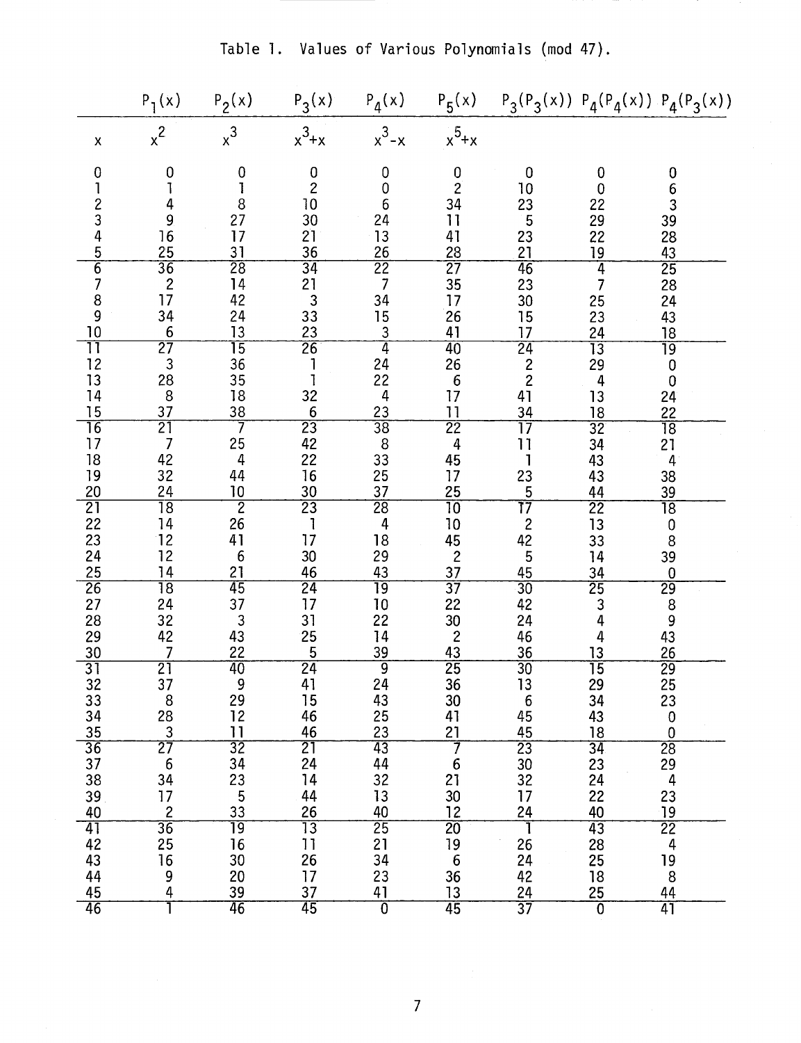Table 1. Values of Various Polynomials (mod 47).

| | $P_1(x)$ | $P_2(x)$ | $P_3(x)$ | $P_4(x)$ | $P_5(x)$ | $P_3(P_3(x))$ | $P_4(P_4(x))$ | $P_4(P_3(x))$ |
|---|---|---|---|---|---|---|---|---|
| $x$ | $x^2$ | $x^3$ | $x^3+x$ | $x^3-x$ | $x^5+x$ | | | |
| 0 | 0 | 0 | 0 | 0 | 0 | 0 | 0 | 0 |
| 1 | 1 | 1 | 2 | 0 | 2 | 10 | 0 | 6 |
| 2 | 4 | 8 | 10 | 6 | 34 | 23 | 22 | 3 |
| 3 | 9 | 27 | 30 | 24 | 11 | 5 | 29 | 39 |
| 4 | 16 | 17 | 21 | 13 | 41 | 23 | 22 | 28 |
| 5 | 25 | 31 | 36 | 26 | 28 | 21 | 19 | 43 |
| 6 | 36 | 28 | 34 | 22 | 27 | 46 | 4 | 25 |
| 7 | 2 | 14 | 21 | 7 | 35 | 23 | 7 | 28 |
| 8 | 17 | 42 | 3 | 34 | 17 | 30 | 25 | 24 |
| 9 | 34 | 24 | 33 | 15 | 26 | 15 | 23 | 43 |
| 10 | 6 | 13 | 23 | 3 | 41 | 17 | 24 | 18 |
| 11 | 27 | 15 | 26 | 4 | 40 | 24 | 13 | 19 |
| 12 | 3 | 36 | 1 | 24 | 26 | 2 | 29 | 0 |
| 13 | 28 | 35 | 1 | 22 | 6 | 2 | 4 | 0 |
| 14 | 8 | 18 | 32 | 4 | 17 | 41 | 13 | 24 |
| 15 | 37 | 38 | 6 | 23 | 11 | 34 | 18 | 22 |
| 16 | 21 | 7 | 23 | 38 | 22 | 17 | 32 | 18 |
| 17 | 7 | 25 | 42 | 8 | 4 | 11 | 34 | 21 |
| 18 | 42 | 4 | 22 | 33 | 45 | 1 | 43 | 4 |
| 19 | 32 | 44 | 16 | 25 | 17 | 23 | 43 | 38 |
| 20 | 24 | 10 | 30 | 37 | 25 | 5 | 44 | 39 |
| 21 | 18 | 2 | 23 | 28 | 10 | 17 | 22 | 18 |
| 22 | 14 | 26 | 1 | 4 | 10 | 2 | 13 | 0 |
| 23 | 12 | 41 | 17 | 18 | 45 | 42 | 33 | 8 |
| 24 | 12 | 6 | 30 | 29 | 2 | 5 | 14 | 39 |
| 25 | 14 | 21 | 46 | 43 | 37 | 45 | 34 | 0 |
| 26 | 18 | 45 | 24 | 19 | 37 | 30 | 25 | 29 |
| 27 | 24 | 37 | 17 | 10 | 22 | 42 | 3 | 8 |
| 28 | 32 | 3 | 31 | 22 | 30 | 24 | 4 | 9 |
| 29 | 42 | 43 | 25 | 14 | 2 | 46 | 4 | 43 |
| 30 | 7 | 22 | 5 | 39 | 43 | 36 | 13 | 26 |
| 31 | 21 | 40 | 24 | 9 | 25 | 30 | 15 | 29 |
| 32 | 37 | 9 | 41 | 24 | 36 | 13 | 29 | 25 |
| 33 | 8 | 29 | 15 | 43 | 30 | 6 | 34 | 23 |
| 34 | 28 | 12 | 46 | 25 | 41 | 45 | 43 | 0 |
| 35 | 3 | 11 | 46 | 23 | 21 | 45 | 18 | 0 |
| 36 | 27 | 32 | 21 | 43 | 7 | 23 | 34 | 28 |
| 37 | 6 | 34 | 24 | 44 | 6 | 30 | 23 | 29 |
| 38 | 34 | 23 | 14 | 32 | 21 | 32 | 24 | 4 |
| 39 | 17 | 5 | 44 | 13 | 30 | 17 | 22 | 23 |
| 40 | 2 | 33 | 26 | 40 | 12 | 24 | 40 | 19 |
| 41 | 36 | 19 | 13 | 25 | 20 | 1 | 43 | 22 |
| 42 | 25 | 16 | 11 | 21 | 19 | 26 | 28 | 4 |
| 43 | 16 | 30 | 26 | 34 | 6 | 24 | 25 | 19 |
| 44 | 9 | 20 | 17 | 23 | 36 | 42 | 18 | 8 |
| 45 | 4 | 39 | 37 | 41 | 13 | 24 | 25 | 44 |
| 46 | 1 | 46 | 45 | 0 | 45 | 37 | 0 | 41 |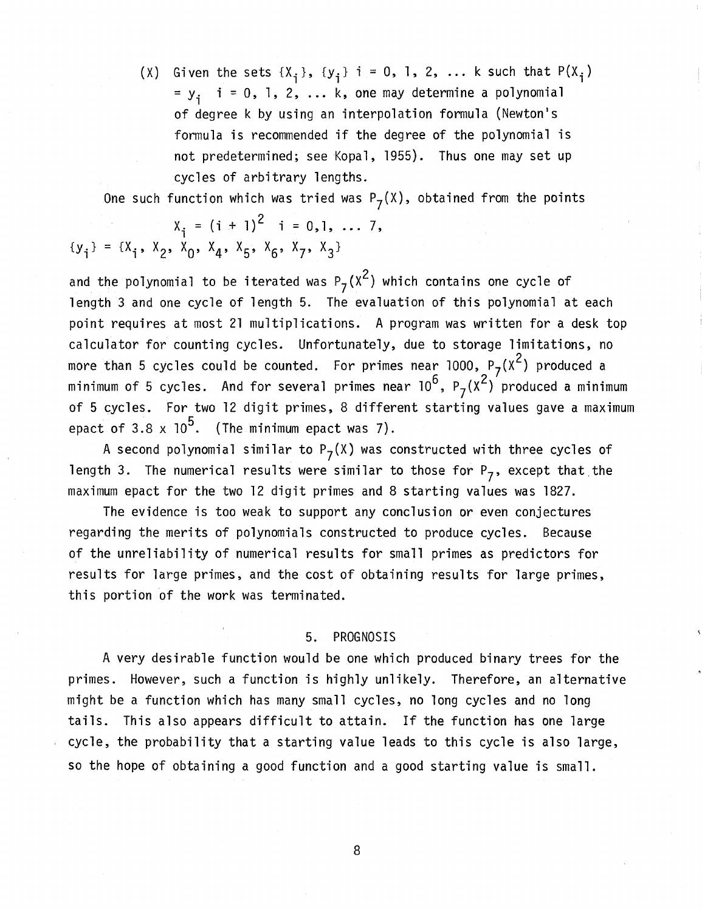(X) Given the sets $\{X_i\}$, $\{y_i\}$ $i = 0, 1, 2, \ldots k$ such that $P(X_i) = y_i$ $i = 0, 1, 2, \ldots k$, one may determine a polynomial of degree k by using an interpolation formula (Newton's formula is recommended if the degree of the polynomial is not predetermined; see Kopal, 1955). Thus one may set up cycles of arbitrary lengths.

One such function which was tried was $P_7(X)$, obtained from the points

$$X_i = (i + 1)^2 \quad i = 0, 1, \ldots 7,$$

$$\{y_i\} = \{X_1, X_2, X_0, X_4, X_5, X_6, X_7, X_3\}$$

and the polynomial to be iterated was $P_7(X^2)$ which contains one cycle of length 3 and one cycle of length 5. The evaluation of this polynomial at each point requires at most 21 multiplications. A program was written for a desk top calculator for counting cycles. Unfortunately, due to storage limitations, no more than 5 cycles could be counted. For primes near 1000, $P_7(X^2)$ produced a minimum of 5 cycles. And for several primes near $10^6$, $P_7(X^2)$ produced a minimum of 5 cycles. For two 12 digit primes, 8 different starting values gave a maximum epact of $3.8 \times 10^5$. (The minimum epact was 7).

A second polynomial similar to $P_7(X)$ was constructed with three cycles of length 3. The numerical results were similar to those for $P_7$, except that the maximum epact for the two 12 digit primes and 8 starting values was 1827.

The evidence is too weak to support any conclusion or even conjectures regarding the merits of polynomials constructed to produce cycles. Because of the unreliability of numerical results for small primes as predictors for results for large primes, and the cost of obtaining results for large primes, this portion of the work was terminated.

## 5. PROGNOSIS

A very desirable function would be one which produced binary trees for the primes. However, such a function is highly unlikely. Therefore, an alternative might be a function which has many small cycles, no long cycles and no long tails. This also appears difficult to attain. If the function has one large cycle, the probability that a starting value leads to this cycle is also large, so the hope of obtaining a good function and a good starting value is small.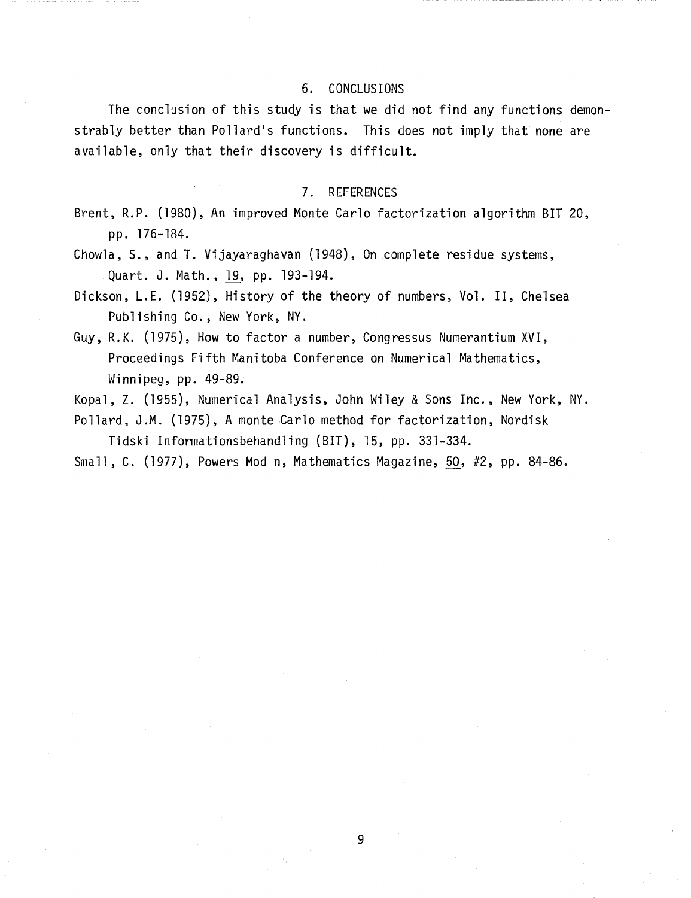## 6. CONCLUSIONS

The conclusion of this study is that we did not find any functions demonstrably better than Pollard's functions. This does not imply that none are available, only that their discovery is difficult.

## 7. REFERENCES

Brent, R.P. (1980), An improved Monte Carlo factorization algorithm BIT 20, pp. 176-184.

Chowla, S., and T. Vijayaraghavan (1948), On complete residue systems, Quart. J. Math., 19, pp. 193-194.

Dickson, L.E. (1952), History of the theory of numbers, Vol. II, Chelsea Publishing Co., New York, NY.

Guy, R.K. (1975), How to factor a number, Congressus Numerantium XVI, Proceedings Fifth Manitoba Conference on Numerical Mathematics, Winnipeg, pp. 49-89.

Kopal, Z. (1955), Numerical Analysis, John Wiley & Sons Inc., New York, NY.

Pollard, J.M. (1975), A monte Carlo method for factorization, Nordisk Tidski Informationsbehandling (BIT), 15, pp. 331-334.

Small, C. (1977), Powers Mod n, Mathematics Magazine, 50, #2, pp. 84-86.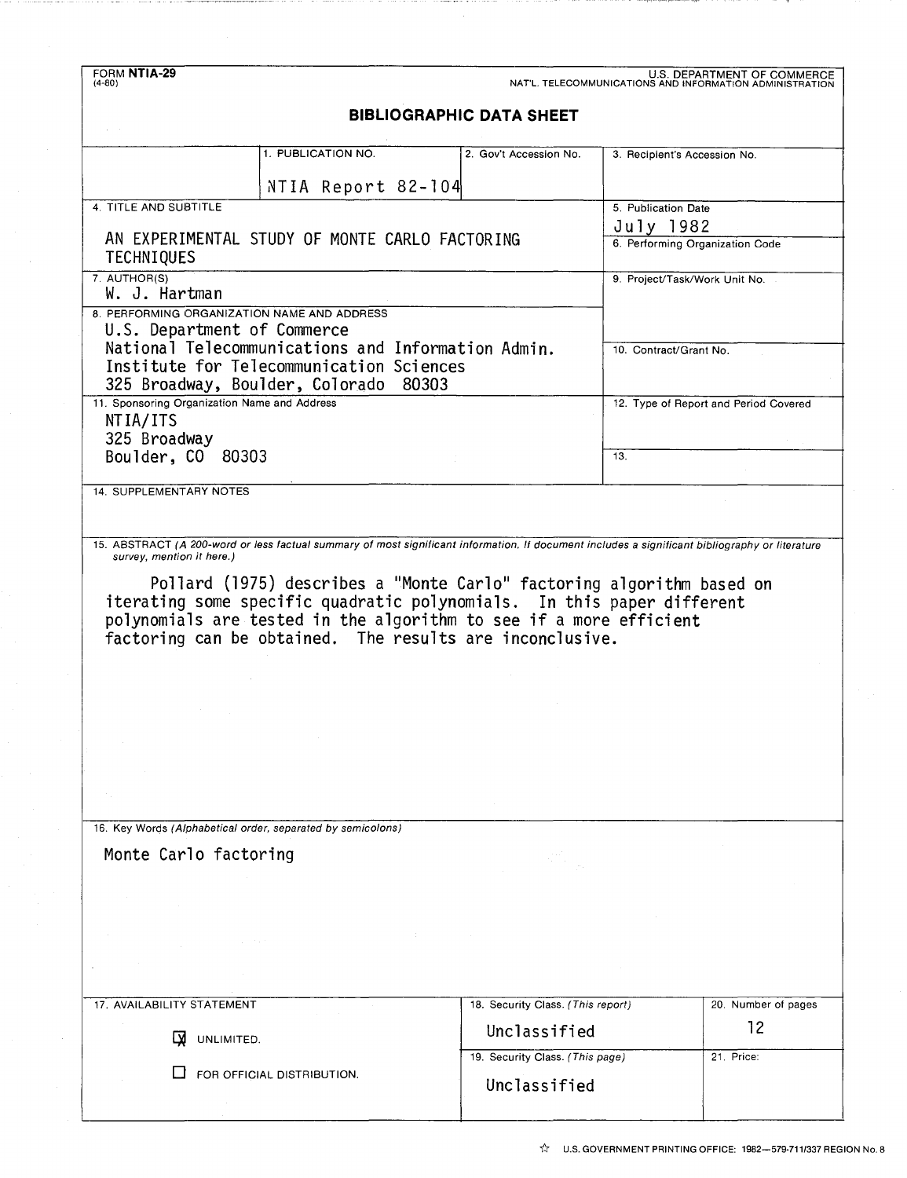FORM **NTIA-29**
(4-80)

U.S. DEPARTMENT OF COMMERCE
NAT'L. TELECOMMUNICATIONS AND INFORMATION ADMINISTRATION

## BIBLIOGRAPHIC DATA SHEET

| | 1. PUBLICATION NO. | 2. Gov't Accession No. | 3. Recipient's Accession No. |
|---|---|---|---|
| | NTIA Report 82-104 | | |

**4. TITLE AND SUBTITLE**

AN EXPERIMENTAL STUDY OF MONTE CARLO FACTORING TECHNIQUES

**5. Publication Date**

July 1982

**6. Performing Organization Code**

**7. AUTHOR(S)**

W. J. Hartman

**8. PERFORMING ORGANIZATION NAME AND ADDRESS**

U.S. Department of Commerce
National Telecommunications and Information Admin.
Institute for Telecommunication Sciences
325 Broadway, Boulder, Colorado 80303

**9. Project/Task/Work Unit No.**

**10. Contract/Grant No.**

**11. Sponsoring Organization Name and Address**

NTIA/ITS
325 Broadway
Boulder, CO 80303

**12. Type of Report and Period Covered**

**13.**

**14. SUPPLEMENTARY NOTES**

**15. ABSTRACT** *(A 200-word or less factual summary of most significant information. If document includes a significant bibliography or literature survey, mention it here.)*

Pollard (1975) describes a "Monte Carlo" factoring algorithm based on iterating some specific quadratic polynomials. In this paper different polynomials are tested in the algorithm to see if a more efficient factoring can be obtained. The results are inconclusive.

**16. Key Words** *(Alphabetical order, separated by semicolons)*

Monte Carlo factoring

| 17. AVAILABILITY STATEMENT | 18. Security Class. *(This report)* | 20. Number of pages |
|---|---|---|
| ☒ UNLIMITED. | Unclassified | 12 |
| ☐ FOR OFFICIAL DISTRIBUTION. | 19. Security Class. *(This page)* | 21. Price: |
| | Unclassified | |

☆ U.S. GOVERNMENT PRINTING OFFICE: 1982—579-711/337 REGION No. 8